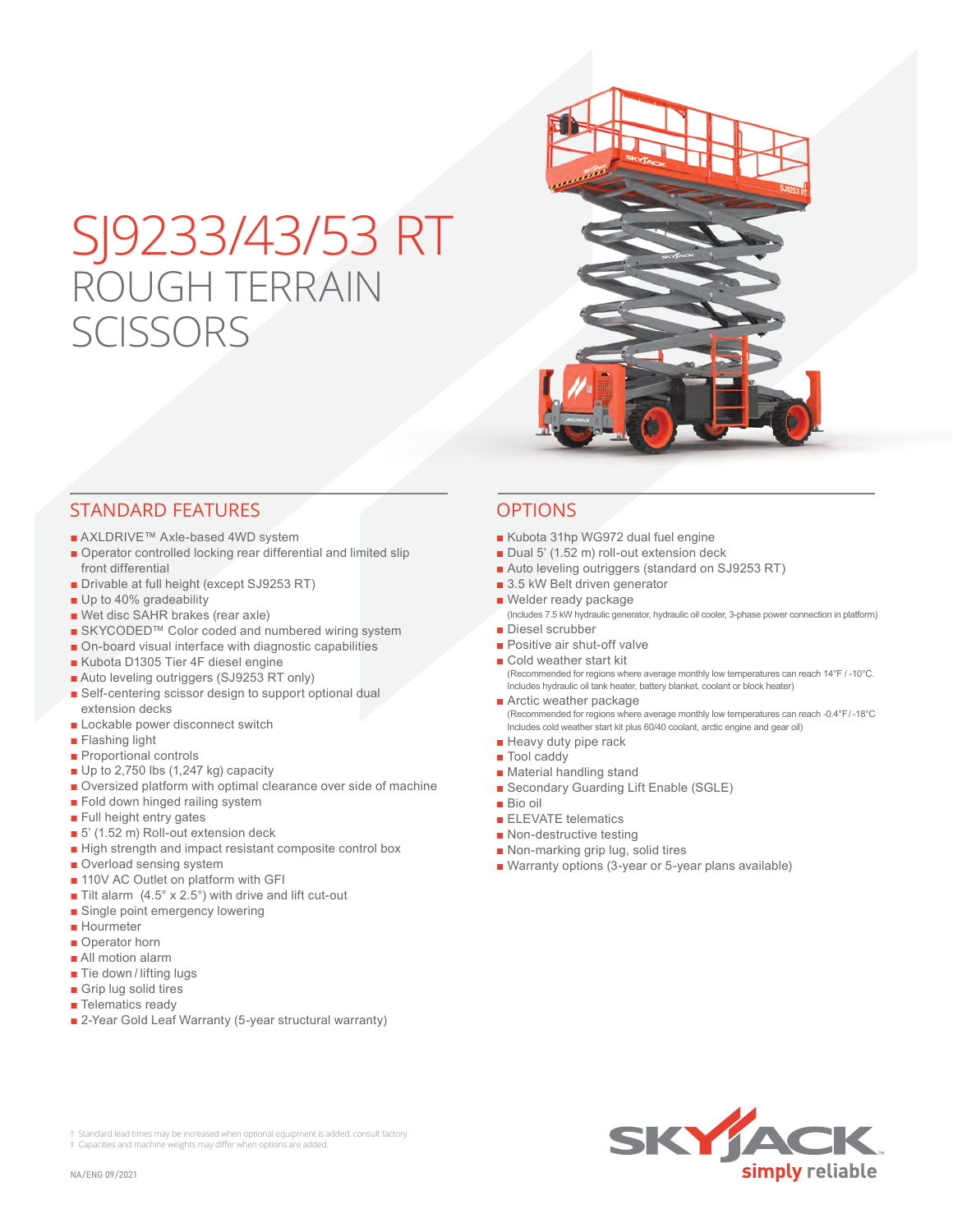# SJ9233/43/53 RT
## ROUGH TERRAIN SCISSORS

## STANDARD FEATURES

- AXLDRIVE™ Axle-based 4WD system
- Operator controlled locking rear differential and limited slip front differential
- Drivable at full height (except SJ9253 RT)
- Up to 40% gradeability
- Wet disc SAHR brakes (rear axle)
- SKYCODED™ Color coded and numbered wiring system
- On-board visual interface with diagnostic capabilities
- Kubota D1305 Tier 4F diesel engine
- Auto leveling outriggers (SJ9253 RT only)
- Self-centering scissor design to support optional dual extension decks
- Lockable power disconnect switch
- Flashing light
- Proportional controls
- Up to 2,750 lbs (1,247 kg) capacity
- Oversized platform with optimal clearance over side of machine
- Fold down hinged railing system
- Full height entry gates
- 5' (1.52 m) Roll-out extension deck
- High strength and impact resistant composite control box
- Overload sensing system
- 110V AC Outlet on platform with GFI
- Tilt alarm (4.5° x 2.5°) with drive and lift cut-out
- Single point emergency lowering
- Hourmeter
- Operator horn
- All motion alarm
- Tie down / lifting lugs
- Grip lug solid tires
- Telematics ready
- 2-Year Gold Leaf Warranty (5-year structural warranty)

## OPTIONS

- Kubota 31hp WG972 dual fuel engine
- Dual 5' (1.52 m) roll-out extension deck
- Auto leveling outriggers (standard on SJ9253 RT)
- 3.5 kW Belt driven generator
- Welder ready package
  (Includes 7.5 kW hydraulic generator, hydraulic oil cooler, 3-phase power connection in platform)
- Diesel scrubber
- Positive air shut-off valve
- Cold weather start kit
  (Recommended for regions where average monthly low temperatures can reach 14°F / -10°C. Includes hydraulic oil tank heater, battery blanket, coolant or block heater)
- Arctic weather package
  (Recommended for regions where average monthly low temperatures can reach -0.4°F / -18°C Includes cold weather start kit plus 60/40 coolant, arctic engine and gear oil)
- Heavy duty pipe rack
- Tool caddy
- Material handling stand
- Secondary Guarding Lift Enable (SGLE)
- Bio oil
- ELEVATE telematics
- Non-destructive testing
- Non-marking grip lug, solid tires
- Warranty options (3-year or 5-year plans available)

† Standard lead times may be increased when optional equipment is added, consult factory.
‡ Capacities and machine weights may differ when options are added.

NA/ENG 09/2021

SKYJACK simply reliable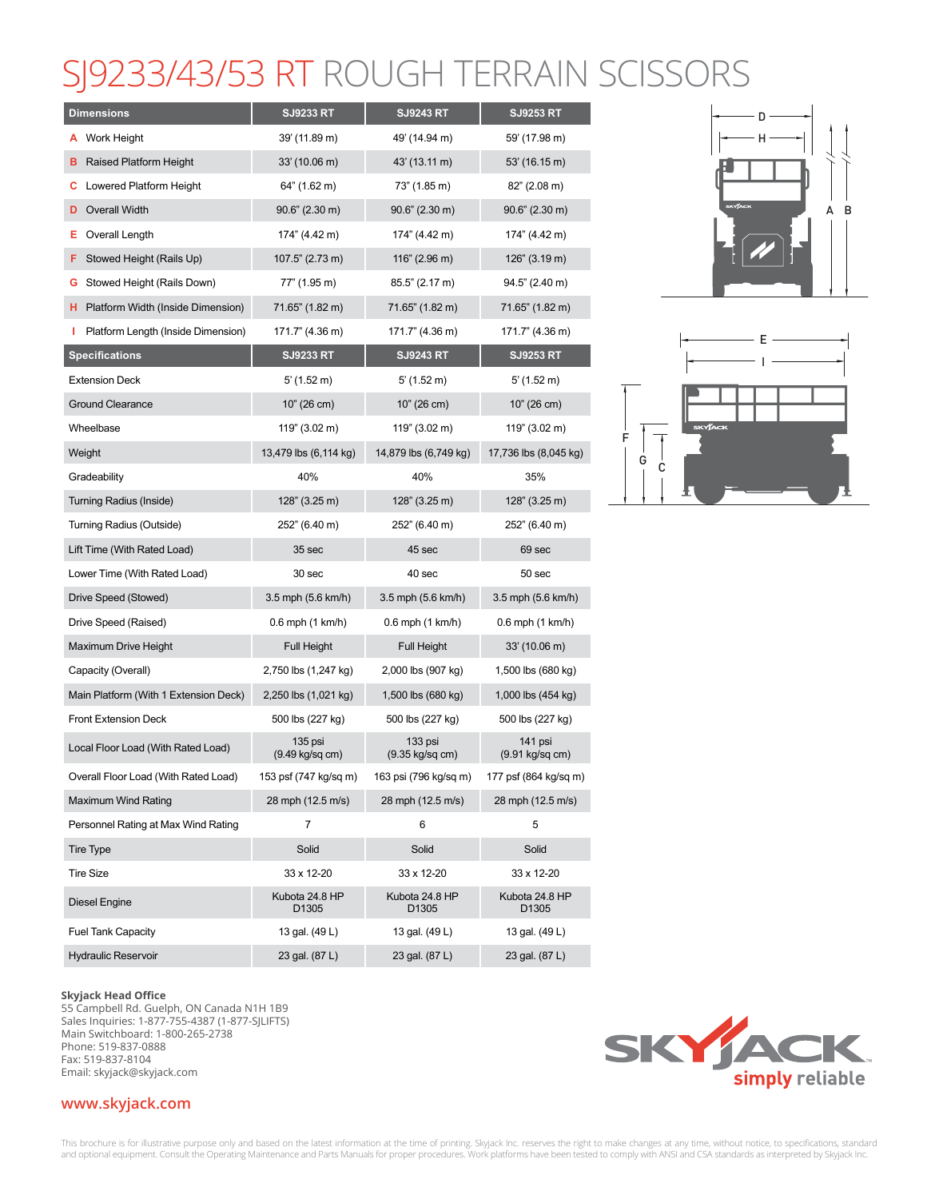# SJ9233/43/53 RT ROUGH TERRAIN SCISSORS

| Dimensions | SJ9233 RT | SJ9243 RT | SJ9253 RT |
|---|---|---|---|
| A Work Height | 39' (11.89 m) | 49' (14.94 m) | 59' (17.98 m) |
| B Raised Platform Height | 33' (10.06 m) | 43' (13.11 m) | 53' (16.15 m) |
| C Lowered Platform Height | 64" (1.62 m) | 73" (1.85 m) | 82" (2.08 m) |
| D Overall Width | 90.6" (2.30 m) | 90.6" (2.30 m) | 90.6" (2.30 m) |
| E Overall Length | 174" (4.42 m) | 174" (4.42 m) | 174" (4.42 m) |
| F Stowed Height (Rails Up) | 107.5" (2.73 m) | 116" (2.96 m) | 126" (3.19 m) |
| G Stowed Height (Rails Down) | 77" (1.95 m) | 85.5" (2.17 m) | 94.5" (2.40 m) |
| H Platform Width (Inside Dimension) | 71.65" (1.82 m) | 71.65" (1.82 m) | 71.65" (1.82 m) |
| I Platform Length (Inside Dimension) | 171.7" (4.36 m) | 171.7" (4.36 m) | 171.7" (4.36 m) |
| **Specifications** | **SJ9233 RT** | **SJ9243 RT** | **SJ9253 RT** |
| Extension Deck | 5' (1.52 m) | 5' (1.52 m) | 5' (1.52 m) |
| Ground Clearance | 10" (26 cm) | 10" (26 cm) | 10" (26 cm) |
| Wheelbase | 119" (3.02 m) | 119" (3.02 m) | 119" (3.02 m) |
| Weight | 13,479 lbs (6,114 kg) | 14,879 lbs (6,749 kg) | 17,736 lbs (8,045 kg) |
| Gradeability | 40% | 40% | 35% |
| Turning Radius (Inside) | 128" (3.25 m) | 128" (3.25 m) | 128" (3.25 m) |
| Turning Radius (Outside) | 252" (6.40 m) | 252" (6.40 m) | 252" (6.40 m) |
| Lift Time (With Rated Load) | 35 sec | 45 sec | 69 sec |
| Lower Time (With Rated Load) | 30 sec | 40 sec | 50 sec |
| Drive Speed (Stowed) | 3.5 mph (5.6 km/h) | 3.5 mph (5.6 km/h) | 3.5 mph (5.6 km/h) |
| Drive Speed (Raised) | 0.6 mph (1 km/h) | 0.6 mph (1 km/h) | 0.6 mph (1 km/h) |
| Maximum Drive Height | Full Height | Full Height | 33' (10.06 m) |
| Capacity (Overall) | 2,750 lbs (1,247 kg) | 2,000 lbs (907 kg) | 1,500 lbs (680 kg) |
| Main Platform (With 1 Extension Deck) | 2,250 lbs (1,021 kg) | 1,500 lbs (680 kg) | 1,000 lbs (454 kg) |
| Front Extension Deck | 500 lbs (227 kg) | 500 lbs (227 kg) | 500 lbs (227 kg) |
| Local Floor Load (With Rated Load) | 135 psi (9.49 kg/sq cm) | 133 psi (9.35 kg/sq cm) | 141 psi (9.91 kg/sq cm) |
| Overall Floor Load (With Rated Load) | 153 psf (747 kg/sq m) | 163 psi (796 kg/sq m) | 177 psf (864 kg/sq m) |
| Maximum Wind Rating | 28 mph (12.5 m/s) | 28 mph (12.5 m/s) | 28 mph (12.5 m/s) |
| Personnel Rating at Max Wind Rating | 7 | 6 | 5 |
| Tire Type | Solid | Solid | Solid |
| Tire Size | 33 x 12-20 | 33 x 12-20 | 33 x 12-20 |
| Diesel Engine | Kubota 24.8 HP D1305 | Kubota 24.8 HP D1305 | Kubota 24.8 HP D1305 |
| Fuel Tank Capacity | 13 gal. (49 L) | 13 gal. (49 L) | 13 gal. (49 L) |
| Hydraulic Reservoir | 23 gal. (87 L) | 23 gal. (87 L) | 23 gal. (87 L) |

D
H
A B
E
I
F
G
C

**Skyjack Head Office**
55 Campbell Rd. Guelph, ON Canada N1H 1B9
Sales Inquiries: 1-877-755-4387 (1-877-SJLIFTS)
Main Switchboard: 1-800-265-2738
Phone: 519-837-0888
Fax: 519-837-8104
Email: skyjack@skyjack.com

**www.skyjack.com**

SKYJACK simply reliable

This brochure is for illustrative purpose only and based on the latest information at the time of printing. Skyjack Inc. reserves the right to make changes at any time, without notice, to specifications, standard and optional equipment. Consult the Operating Maintenance and Parts Manuals for proper procedures. Work platforms have been tested to comply with ANSI and CSA standards as interpreted by Skyjack Inc.